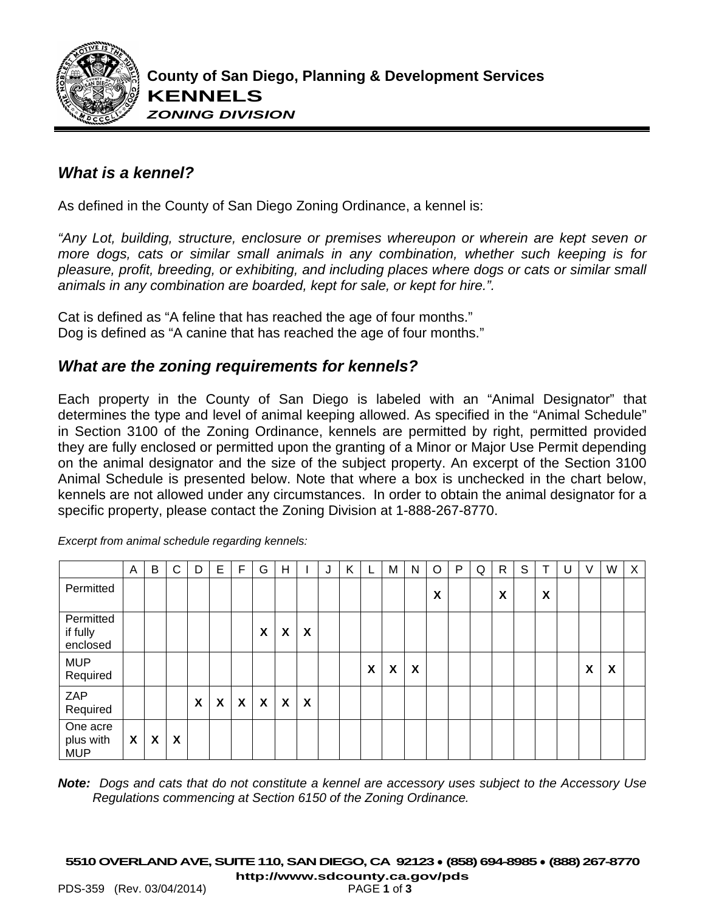**County of San Diego, Planning & Development Services**
**KENNELS**
***ZONING DIVISION***

## *What is a kennel?*

As defined in the County of San Diego Zoning Ordinance, a kennel is:

*"Any Lot, building, structure, enclosure or premises whereupon or wherein are kept seven or more dogs, cats or similar small animals in any combination, whether such keeping is for pleasure, profit, breeding, or exhibiting, and including places where dogs or cats or similar small animals in any combination are boarded, kept for sale, or kept for hire.".*

Cat is defined as "A feline that has reached the age of four months."
Dog is defined as "A canine that has reached the age of four months."

## *What are the zoning requirements for kennels?*

Each property in the County of San Diego is labeled with an "Animal Designator" that determines the type and level of animal keeping allowed. As specified in the "Animal Schedule" in Section 3100 of the Zoning Ordinance, kennels are permitted by right, permitted provided they are fully enclosed or permitted upon the granting of a Minor or Major Use Permit depending on the animal designator and the size of the subject property. An excerpt of the Section 3100 Animal Schedule is presented below. Note that where a box is unchecked in the chart below, kennels are not allowed under any circumstances. In order to obtain the animal designator for a specific property, please contact the Zoning Division at 1-888-267-8770.

*Excerpt from animal schedule regarding kennels:*

| | A | B | C | D | E | F | G | H | I | J | K | L | M | N | O | P | Q | R | S | T | U | V | W | X |
|---|---|---|---|---|---|---|---|---|---|---|---|---|---|---|---|---|---|---|---|---|---|---|---|---|
| Permitted | | | | | | | | | | | | | | | X | | | X | | X | | | | |
| Permitted if fully enclosed | | | | | | | X | X | X | | | | | | | | | | | | | | | |
| MUP Required | | | | | | | | | | | | X | X | X | | | | | | | | X | X | |
| ZAP Required | | | | X | X | X | X | X | X | | | | | | | | | | | | | | | |
| One acre plus with MUP | X | X | X | | | | | | | | | | | | | | | | | | | | | |

***Note:*** *Dogs and cats that do not constitute a kennel are accessory uses subject to the Accessory Use Regulations commencing at Section 6150 of the Zoning Ordinance.*

**5510 OVERLAND AVE, SUITE 110, SAN DIEGO, CA 92123 • (858) 694-8985 • (888) 267-8770**
**http://www.sdcounty.ca.gov/pds**
PDS-359 (Rev. 03/04/2014)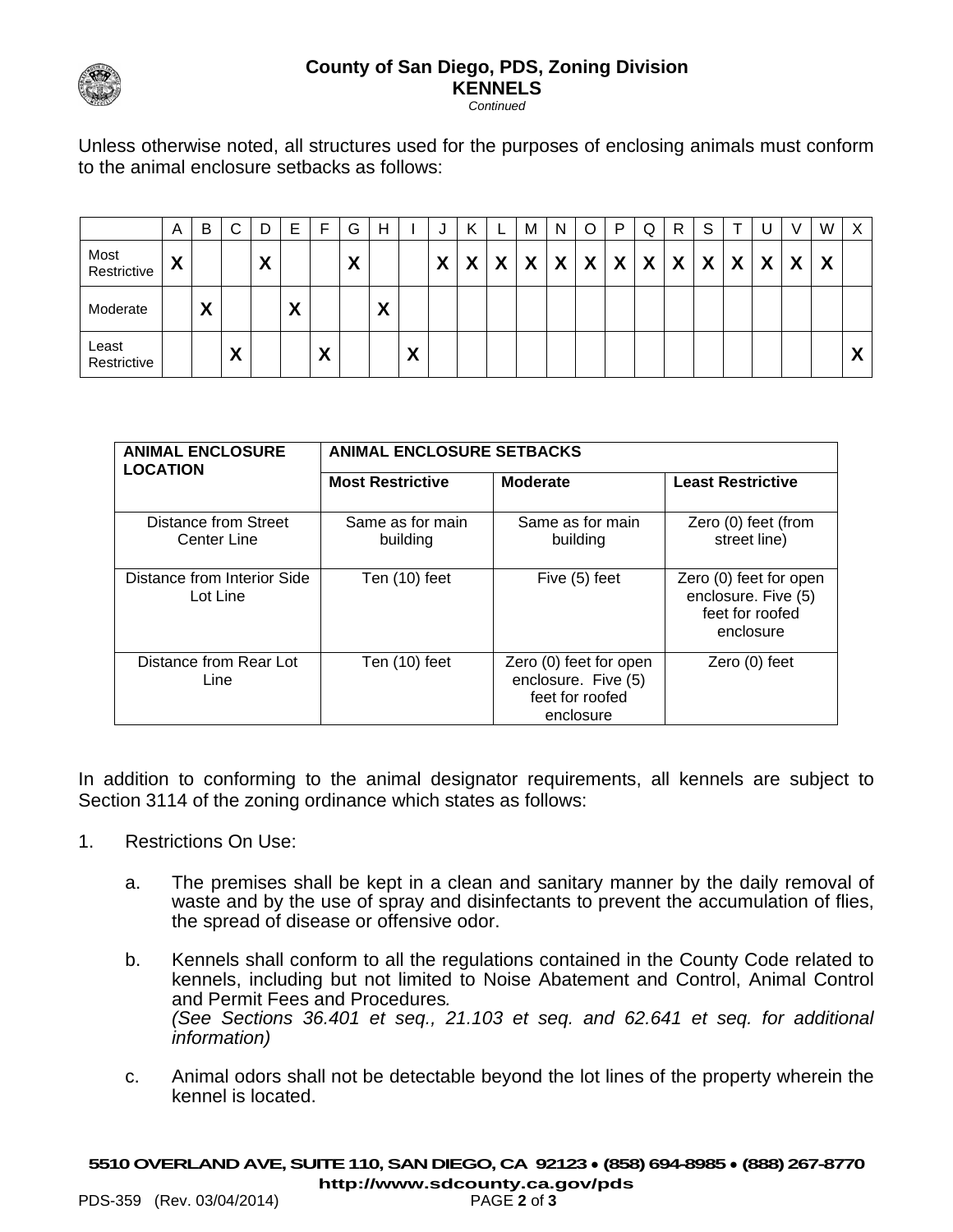Unless otherwise noted, all structures used for the purposes of enclosing animals must conform to the animal enclosure setbacks as follows:

| | A | B | C | D | E | F | G | H | I | J | K | L | M | N | O | P | Q | R | S | T | U | V | W | X |
|---|---|---|---|---|---|---|---|---|---|---|---|---|---|---|---|---|---|---|---|---|---|---|---|---|
| Most Restrictive | **X** | | | **X** | | | **X** | | | **X** | **X** | **X** | **X** | **X** | **X** | **X** | **X** | **X** | **X** | **X** | **X** | **X** | **X** | |
| Moderate | | **X** | | | **X** | | | **X** | | | | | | | | | | | | | | | | |
| Least Restrictive | | | **X** | | | **X** | | | **X** | | | | | | | | | | | | | | | **X** |

| ANIMAL ENCLOSURE LOCATION | ANIMAL ENCLOSURE SETBACKS | | |
|---|---|---|---|
| | **Most Restrictive** | **Moderate** | **Least Restrictive** |
| Distance from Street Center Line | Same as for main building | Same as for main building | Zero (0) feet (from street line) |
| Distance from Interior Side Lot Line | Ten (10) feet | Five (5) feet | Zero (0) feet for open enclosure. Five (5) feet for roofed enclosure |
| Distance from Rear Lot Line | Ten (10) feet | Zero (0) feet for open enclosure. Five (5) feet for roofed enclosure | Zero (0) feet |

In addition to conforming to the animal designator requirements, all kennels are subject to Section 3114 of the zoning ordinance which states as follows:

1. Restrictions On Use:

   a. The premises shall be kept in a clean and sanitary manner by the daily removal of waste and by the use of spray and disinfectants to prevent the accumulation of flies, the spread of disease or offensive odor.

   b. Kennels shall conform to all the regulations contained in the County Code related to kennels, including but not limited to Noise Abatement and Control, Animal Control and Permit Fees and Procedures. *(See Sections 36.401 et seq., 21.103 et seq. and 62.641 et seq. for additional information)*

   c. Animal odors shall not be detectable beyond the lot lines of the property wherein the kennel is located.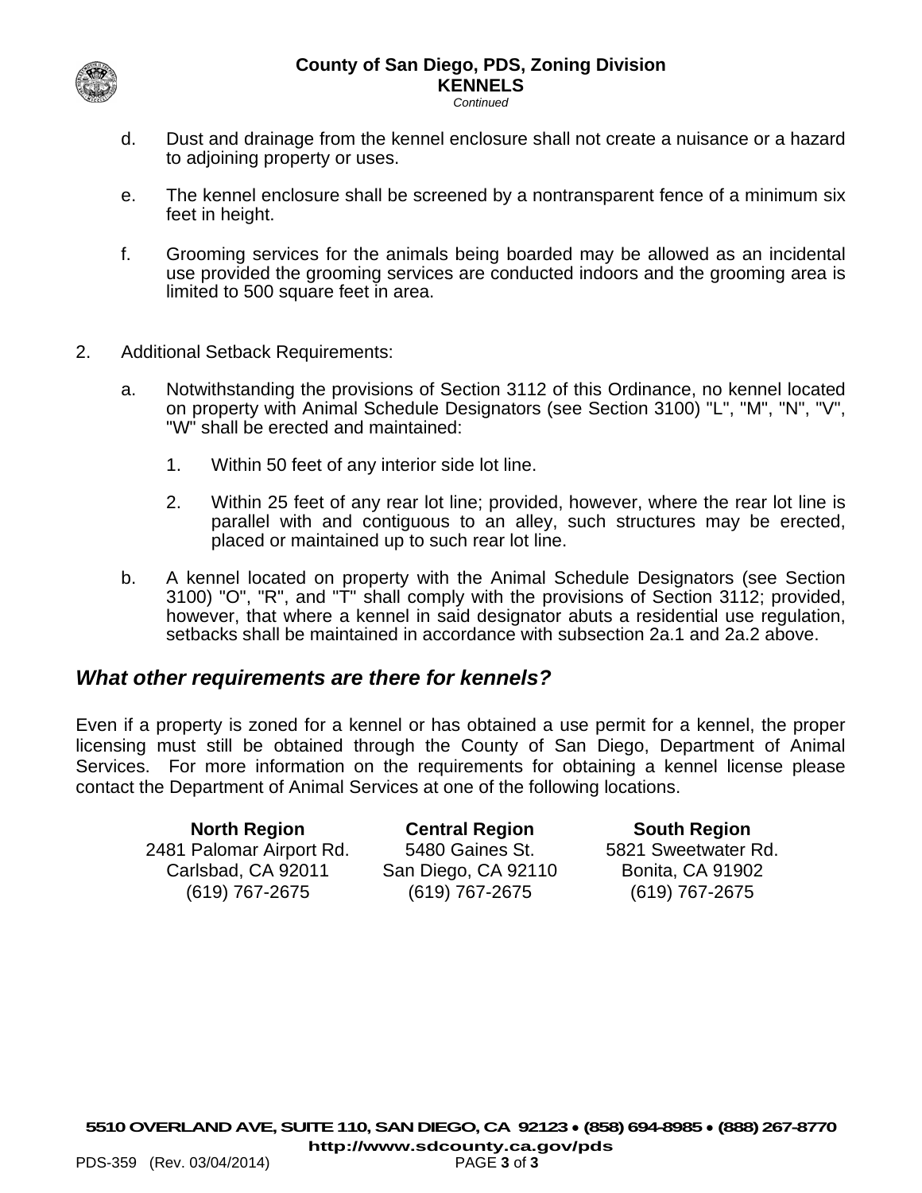d. Dust and drainage from the kennel enclosure shall not create a nuisance or a hazard to adjoining property or uses.

e. The kennel enclosure shall be screened by a nontransparent fence of a minimum six feet in height.

f. Grooming services for the animals being boarded may be allowed as an incidental use provided the grooming services are conducted indoors and the grooming area is limited to 500 square feet in area.

2. Additional Setback Requirements:

   a. Notwithstanding the provisions of Section 3112 of this Ordinance, no kennel located on property with Animal Schedule Designators (see Section 3100) "L", "M", "N", "V", "W" shall be erected and maintained:

      1. Within 50 feet of any interior side lot line.

      2. Within 25 feet of any rear lot line; provided, however, where the rear lot line is parallel with and contiguous to an alley, such structures may be erected, placed or maintained up to such rear lot line.

   b. A kennel located on property with the Animal Schedule Designators (see Section 3100) "O", "R", and "T" shall comply with the provisions of Section 3112; provided, however, that where a kennel in said designator abuts a residential use regulation, setbacks shall be maintained in accordance with subsection 2a.1 and 2a.2 above.

## *What other requirements are there for kennels?*

Even if a property is zoned for a kennel or has obtained a use permit for a kennel, the proper licensing must still be obtained through the County of San Diego, Department of Animal Services. For more information on the requirements for obtaining a kennel license please contact the Department of Animal Services at one of the following locations.

| North Region | Central Region | South Region |
|---|---|---|
| 2481 Palomar Airport Rd. | 5480 Gaines St. | 5821 Sweetwater Rd. |
| Carlsbad, CA 92011 | San Diego, CA 92110 | Bonita, CA 91902 |
| (619) 767-2675 | (619) 767-2675 | (619) 767-2675 |